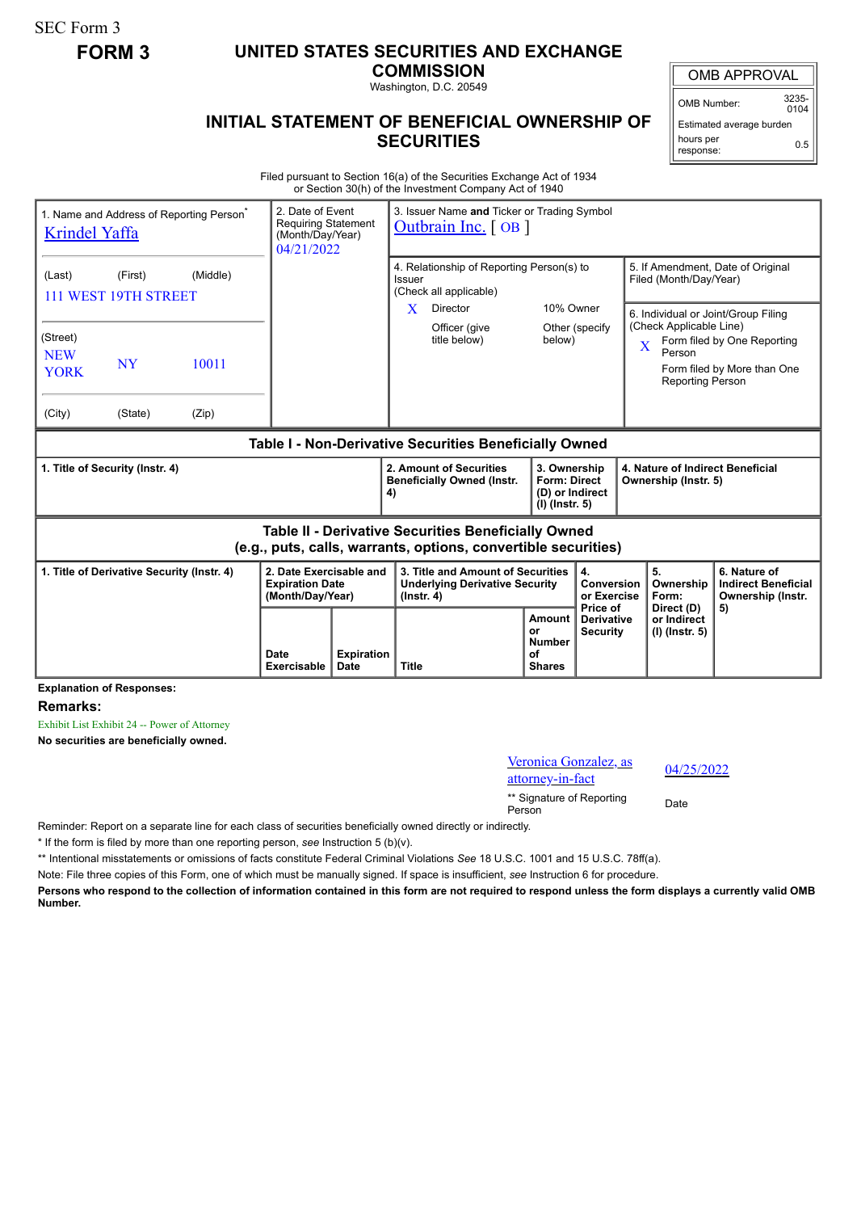SEC Form 3

**FORM 3**

# UNITED STATES SECURITIES AND EXCHANGE COMMISSION

Washington, D.C. 20549

## INITIAL STATEMENT OF BENEFICIAL OWNERSHIP OF SECURITIES

| OMB APPROVAL | |
|---|---|
| OMB Number: | 3235-0104 |
| Estimated average burden | |
| hours per response: | 0.5 |

Filed pursuant to Section 16(a) of the Securities Exchange Act of 1934
or Section 30(h) of the Investment Company Act of 1940

| 1. Name and Address of Reporting Person* | 2. Date of Event Requiring Statement (Month/Day/Year) | 3. Issuer Name and Ticker or Trading Symbol |
|---|---|---|
| Krindel Yaffa | 04/21/2022 | Outbrain Inc. [ OB ] |
| (Last) (First) (Middle) 111 WEST 19TH STREET | | 4. Relationship of Reporting Person(s) to Issuer (Check all applicable): X Director; 10% Owner; Officer (give title below); Other (specify below) |
| (Street) NEW YORK NY 10011 | | 5. If Amendment, Date of Original Filed (Month/Day/Year) |
| (City) (State) (Zip) | | 6. Individual or Joint/Group Filing (Check Applicable Line): X Form filed by One Reporting Person; Form filed by More than One Reporting Person |

**Table I - Non-Derivative Securities Beneficially Owned**

| 1. Title of Security (Instr. 4) | 2. Amount of Securities Beneficially Owned (Instr. 4) | 3. Ownership Form: Direct (D) or Indirect (I) (Instr. 5) | 4. Nature of Indirect Beneficial Ownership (Instr. 5) |
|---|---|---|---|

**Table II - Derivative Securities Beneficially Owned (e.g., puts, calls, warrants, options, convertible securities)**

| 1. Title of Derivative Security (Instr. 4) | 2. Date Exercisable and Expiration Date (Month/Day/Year) | | 3. Title and Amount of Securities Underlying Derivative Security (Instr. 4) | | 4. Conversion or Exercise Price of Derivative Security | 5. Ownership Form: Direct (D) or Indirect (I) (Instr. 5) | 6. Nature of Indirect Beneficial Ownership (Instr. 5) |
|---|---|---|---|---|---|---|---|
| | Date Exercisable | Expiration Date | Title | Amount or Number of Shares | | | |

**Explanation of Responses:**

**Remarks:**

Exhibit List Exhibit 24 -- Power of Attorney

**No securities are beneficially owned.**

| Veronica Gonzalez, as attorney-in-fact | 04/25/2022 |
|---|---|
| ** Signature of Reporting Person | Date |

Reminder: Report on a separate line for each class of securities beneficially owned directly or indirectly.

\* If the form is filed by more than one reporting person, *see* Instruction 5 (b)(v).

** Intentional misstatements or omissions of facts constitute Federal Criminal Violations *See* 18 U.S.C. 1001 and 15 U.S.C. 78ff(a).

Note: File three copies of this Form, one of which must be manually signed. If space is insufficient, *see* Instruction 6 for procedure.

**Persons who respond to the collection of information contained in this form are not required to respond unless the form displays a currently valid OMB Number.**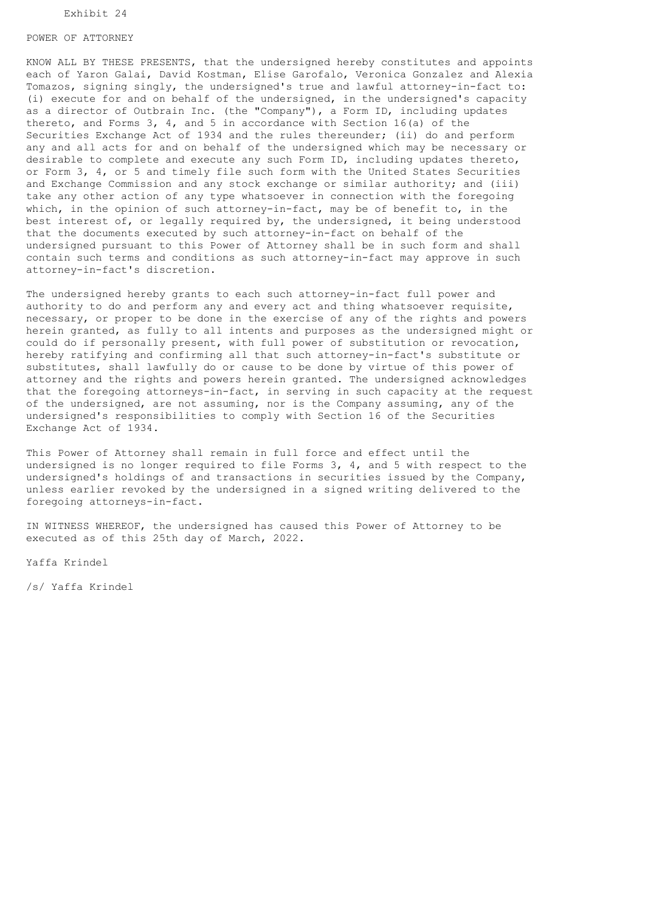Exhibit 24

POWER OF ATTORNEY

KNOW ALL BY THESE PRESENTS, that the undersigned hereby constitutes and appoints each of Yaron Galai, David Kostman, Elise Garofalo, Veronica Gonzalez and Alexia Tomazos, signing singly, the undersigned's true and lawful attorney-in-fact to: (i) execute for and on behalf of the undersigned, in the undersigned's capacity as a director of Outbrain Inc. (the "Company"), a Form ID, including updates thereto, and Forms 3, 4, and 5 in accordance with Section 16(a) of the Securities Exchange Act of 1934 and the rules thereunder; (ii) do and perform any and all acts for and on behalf of the undersigned which may be necessary or desirable to complete and execute any such Form ID, including updates thereto, or Form 3, 4, or 5 and timely file such form with the United States Securities and Exchange Commission and any stock exchange or similar authority; and (iii) take any other action of any type whatsoever in connection with the foregoing which, in the opinion of such attorney-in-fact, may be of benefit to, in the best interest of, or legally required by, the undersigned, it being understood that the documents executed by such attorney-in-fact on behalf of the undersigned pursuant to this Power of Attorney shall be in such form and shall contain such terms and conditions as such attorney-in-fact may approve in such attorney-in-fact's discretion.

The undersigned hereby grants to each such attorney-in-fact full power and authority to do and perform any and every act and thing whatsoever requisite, necessary, or proper to be done in the exercise of any of the rights and powers herein granted, as fully to all intents and purposes as the undersigned might or could do if personally present, with full power of substitution or revocation, hereby ratifying and confirming all that such attorney-in-fact's substitute or substitutes, shall lawfully do or cause to be done by virtue of this power of attorney and the rights and powers herein granted. The undersigned acknowledges that the foregoing attorneys-in-fact, in serving in such capacity at the request of the undersigned, are not assuming, nor is the Company assuming, any of the undersigned's responsibilities to comply with Section 16 of the Securities Exchange Act of 1934.

This Power of Attorney shall remain in full force and effect until the undersigned is no longer required to file Forms 3, 4, and 5 with respect to the undersigned's holdings of and transactions in securities issued by the Company, unless earlier revoked by the undersigned in a signed writing delivered to the foregoing attorneys-in-fact.

IN WITNESS WHEREOF, the undersigned has caused this Power of Attorney to be executed as of this 25th day of March, 2022.

Yaffa Krindel

/s/ Yaffa Krindel